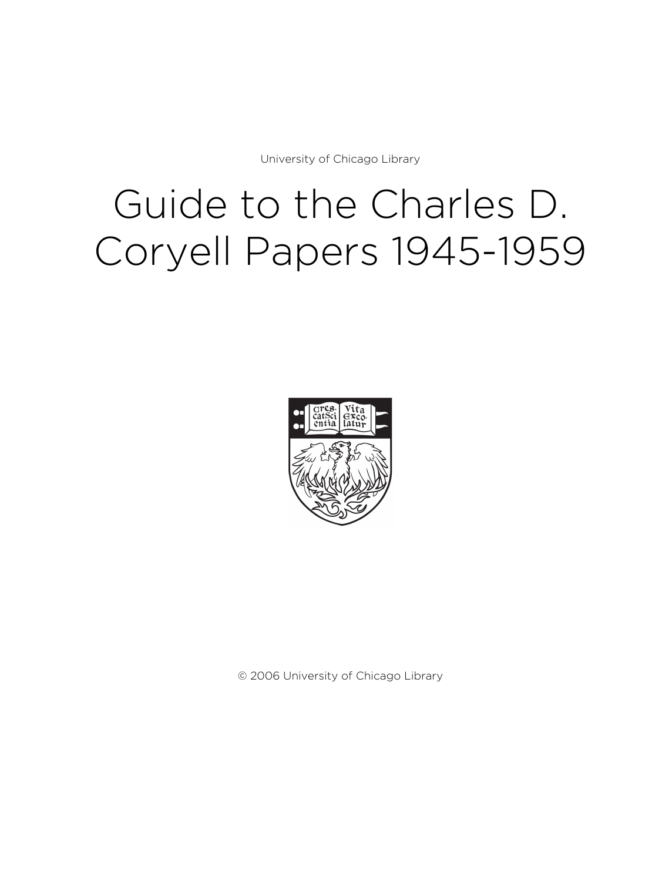University of Chicago Library

# Guide to the Charles D. Coryell Papers 1945-1959

© 2006 University of Chicago Library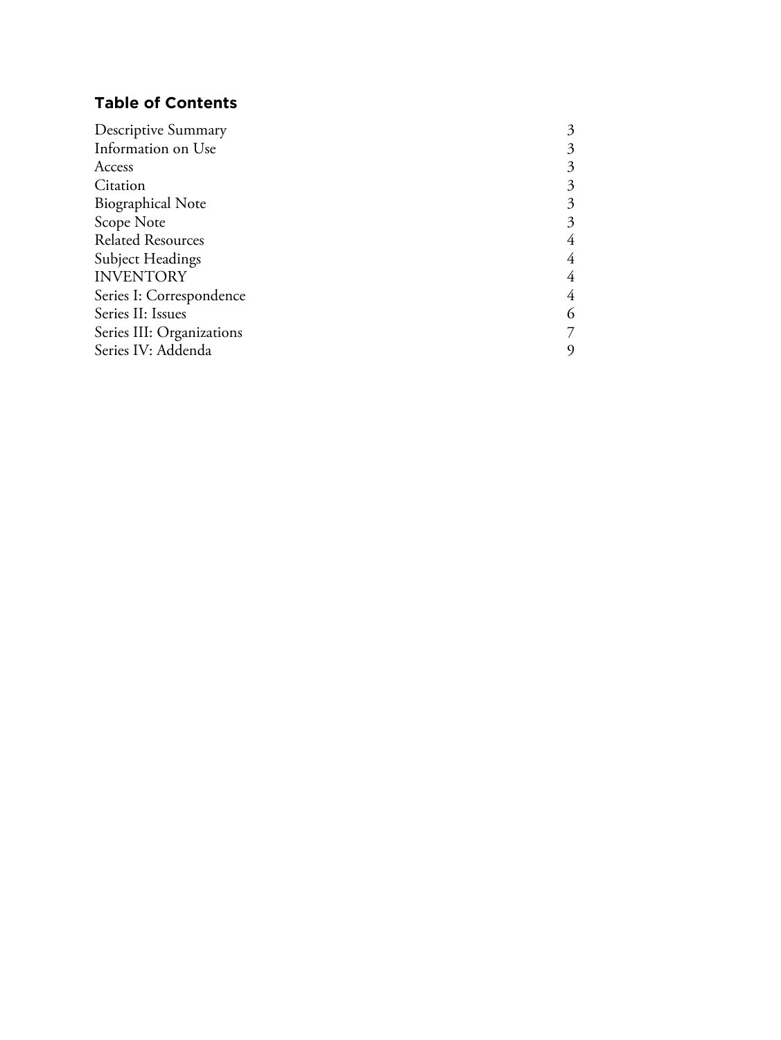## Table of Contents

| | |
|---|---|
| Descriptive Summary | 3 |
| Information on Use | 3 |
| Access | 3 |
| Citation | 3 |
| Biographical Note | 3 |
| Scope Note | 3 |
| Related Resources | 4 |
| Subject Headings | 4 |
| INVENTORY | 4 |
| Series I: Correspondence | 4 |
| Series II: Issues | 6 |
| Series III: Organizations | 7 |
| Series IV: Addenda | 9 |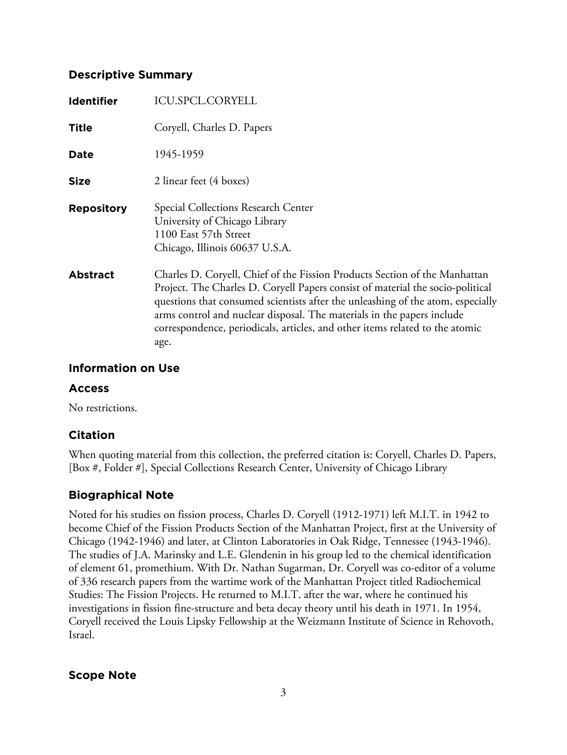## Descriptive Summary

| | |
|---|---|
| **Identifier** | ICU.SPCL.CORYELL |
| **Title** | Coryell, Charles D. Papers |
| **Date** | 1945-1959 |
| **Size** | 2 linear feet (4 boxes) |
| **Repository** | Special Collections Research Center<br>University of Chicago Library<br>1100 East 57th Street<br>Chicago, Illinois 60637 U.S.A. |
| **Abstract** | Charles D. Coryell, Chief of the Fission Products Section of the Manhattan Project. The Charles D. Coryell Papers consist of material the socio-political questions that consumed scientists after the unleashing of the atom, especially arms control and nuclear disposal. The materials in the papers include correspondence, periodicals, articles, and other items related to the atomic age. |

## Information on Use

### Access

No restrictions.

### Citation

When quoting material from this collection, the preferred citation is: Coryell, Charles D. Papers, [Box #, Folder #], Special Collections Research Center, University of Chicago Library

## Biographical Note

Noted for his studies on fission process, Charles D. Coryell (1912-1971) left M.I.T. in 1942 to become Chief of the Fission Products Section of the Manhattan Project, first at the University of Chicago (1942-1946) and later, at Clinton Laboratories in Oak Ridge, Tennessee (1943-1946). The studies of J.A. Marinsky and L.E. Glendenin in his group led to the chemical identification of element 61, promethium. With Dr. Nathan Sugarman, Dr. Coryell was co-editor of a volume of 336 research papers from the wartime work of the Manhattan Project titled Radiochemical Studies: The Fission Projects. He returned to M.I.T. after the war, where he continued his investigations in fission fine-structure and beta decay theory until his death in 1971. In 1954, Coryell received the Louis Lipsky Fellowship at the Weizmann Institute of Science in Rehovoth, Israel.

## Scope Note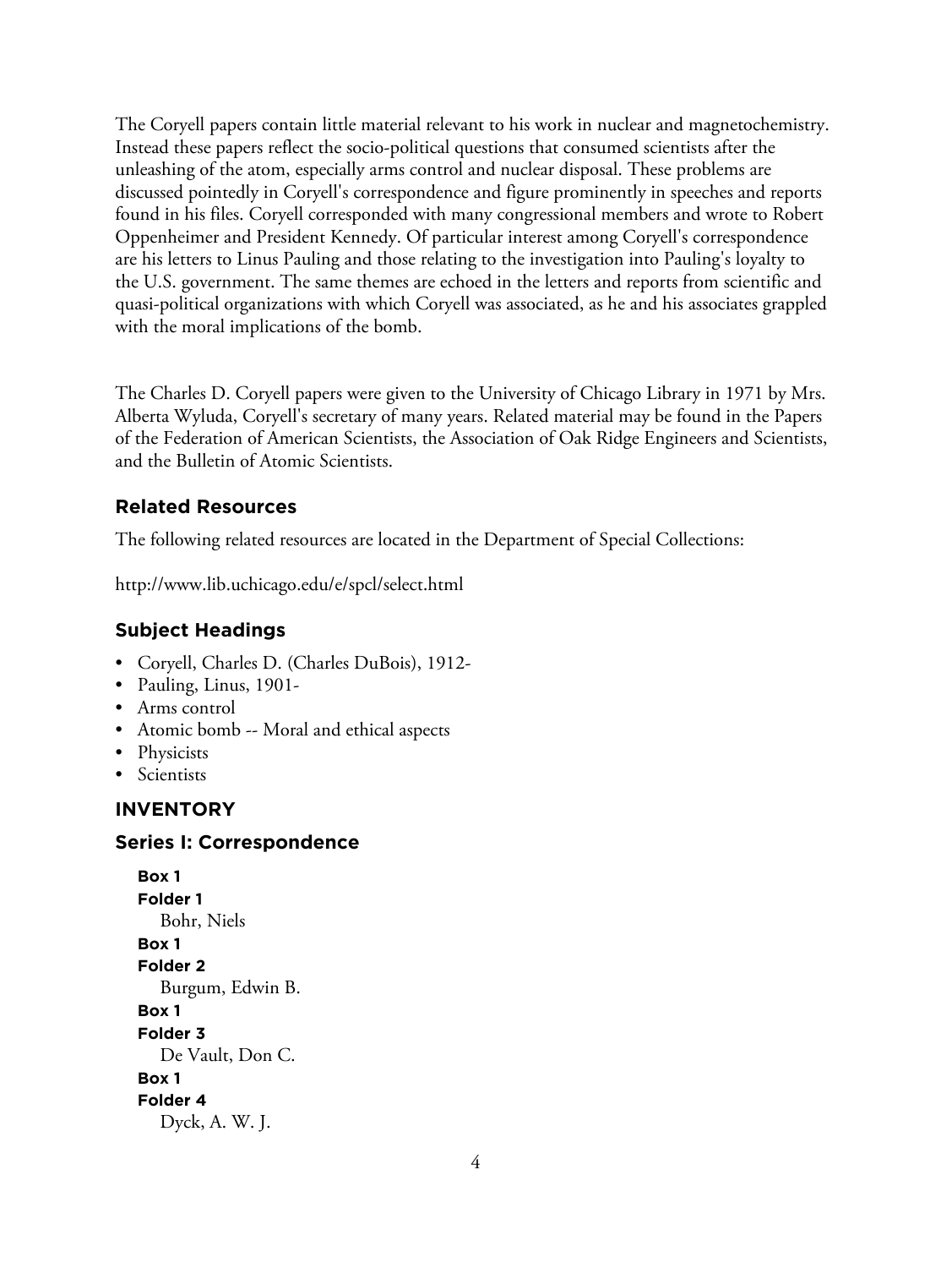The Coryell papers contain little material relevant to his work in nuclear and magnetochemistry. Instead these papers reflect the socio-political questions that consumed scientists after the unleashing of the atom, especially arms control and nuclear disposal. These problems are discussed pointedly in Coryell's correspondence and figure prominently in speeches and reports found in his files. Coryell corresponded with many congressional members and wrote to Robert Oppenheimer and President Kennedy. Of particular interest among Coryell's correspondence are his letters to Linus Pauling and those relating to the investigation into Pauling's loyalty to the U.S. government. The same themes are echoed in the letters and reports from scientific and quasi-political organizations with which Coryell was associated, as he and his associates grappled with the moral implications of the bomb.

The Charles D. Coryell papers were given to the University of Chicago Library in 1971 by Mrs. Alberta Wyluda, Coryell's secretary of many years. Related material may be found in the Papers of the Federation of American Scientists, the Association of Oak Ridge Engineers and Scientists, and the Bulletin of Atomic Scientists.

## Related Resources

The following related resources are located in the Department of Special Collections:

http://www.lib.uchicago.edu/e/spcl/select.html

## Subject Headings

- Coryell, Charles D. (Charles DuBois), 1912-
- Pauling, Linus, 1901-
- Arms control
- Atomic bomb -- Moral and ethical aspects
- Physicists
- Scientists

## INVENTORY

## Series I: Correspondence

**Box 1**
**Folder 1**
Bohr, Niels

**Box 1**
**Folder 2**
Burgum, Edwin B.

**Box 1**
**Folder 3**
De Vault, Don C.

**Box 1**
**Folder 4**
Dyck, A. W. J.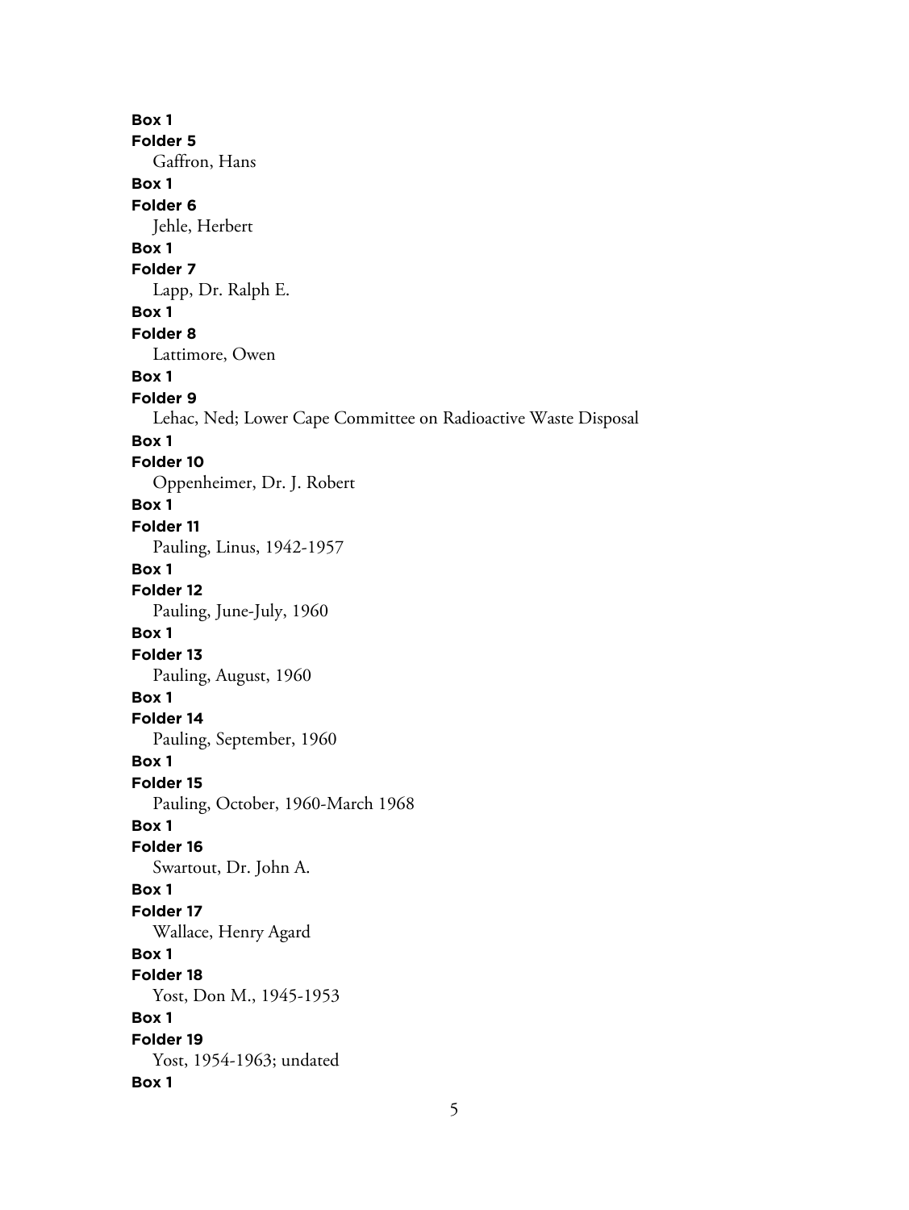**Box 1**
**Folder 5**
Gaffron, Hans
**Box 1**
**Folder 6**
Jehle, Herbert
**Box 1**
**Folder 7**
Lapp, Dr. Ralph E.
**Box 1**
**Folder 8**
Lattimore, Owen
**Box 1**
**Folder 9**
Lehac, Ned; Lower Cape Committee on Radioactive Waste Disposal
**Box 1**
**Folder 10**
Oppenheimer, Dr. J. Robert
**Box 1**
**Folder 11**
Pauling, Linus, 1942-1957
**Box 1**
**Folder 12**
Pauling, June-July, 1960
**Box 1**
**Folder 13**
Pauling, August, 1960
**Box 1**
**Folder 14**
Pauling, September, 1960
**Box 1**
**Folder 15**
Pauling, October, 1960-March 1968
**Box 1**
**Folder 16**
Swartout, Dr. John A.
**Box 1**
**Folder 17**
Wallace, Henry Agard
**Box 1**
**Folder 18**
Yost, Don M., 1945-1953
**Box 1**
**Folder 19**
Yost, 1954-1963; undated
**Box 1**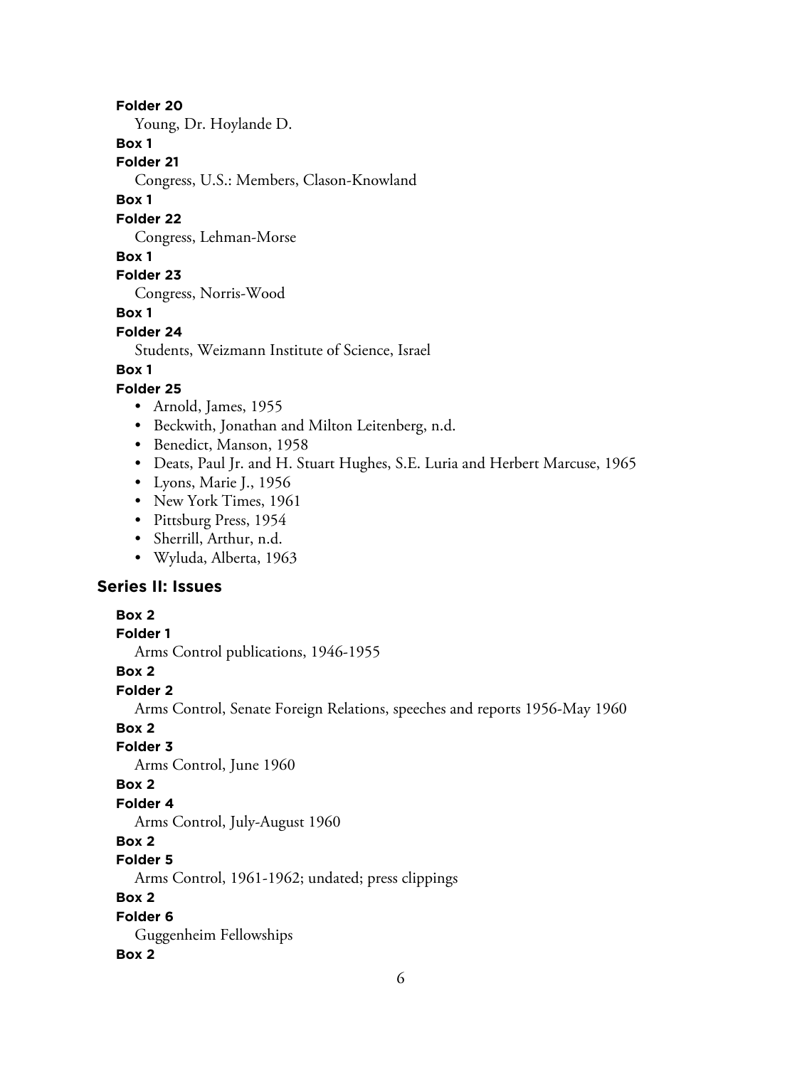**Folder 20**

Young, Dr. Hoylande D.

**Box 1**

**Folder 21**

Congress, U.S.: Members, Clason-Knowland

**Box 1**

**Folder 22**

Congress, Lehman-Morse

**Box 1**

**Folder 23**

Congress, Norris-Wood

**Box 1**

**Folder 24**

Students, Weizmann Institute of Science, Israel

**Box 1**

**Folder 25**

- Arnold, James, 1955
- Beckwith, Jonathan and Milton Leitenberg, n.d.
- Benedict, Manson, 1958
- Deats, Paul Jr. and H. Stuart Hughes, S.E. Luria and Herbert Marcuse, 1965
- Lyons, Marie J., 1956
- New York Times, 1961
- Pittsburg Press, 1954
- Sherrill, Arthur, n.d.
- Wyluda, Alberta, 1963

## Series II: Issues

**Box 2**

**Folder 1**

Arms Control publications, 1946-1955

**Box 2**

**Folder 2**

Arms Control, Senate Foreign Relations, speeches and reports 1956-May 1960

**Box 2**

**Folder 3**

Arms Control, June 1960

**Box 2**

**Folder 4**

Arms Control, July-August 1960

**Box 2**

**Folder 5**

Arms Control, 1961-1962; undated; press clippings

**Box 2**

**Folder 6**

Guggenheim Fellowships

**Box 2**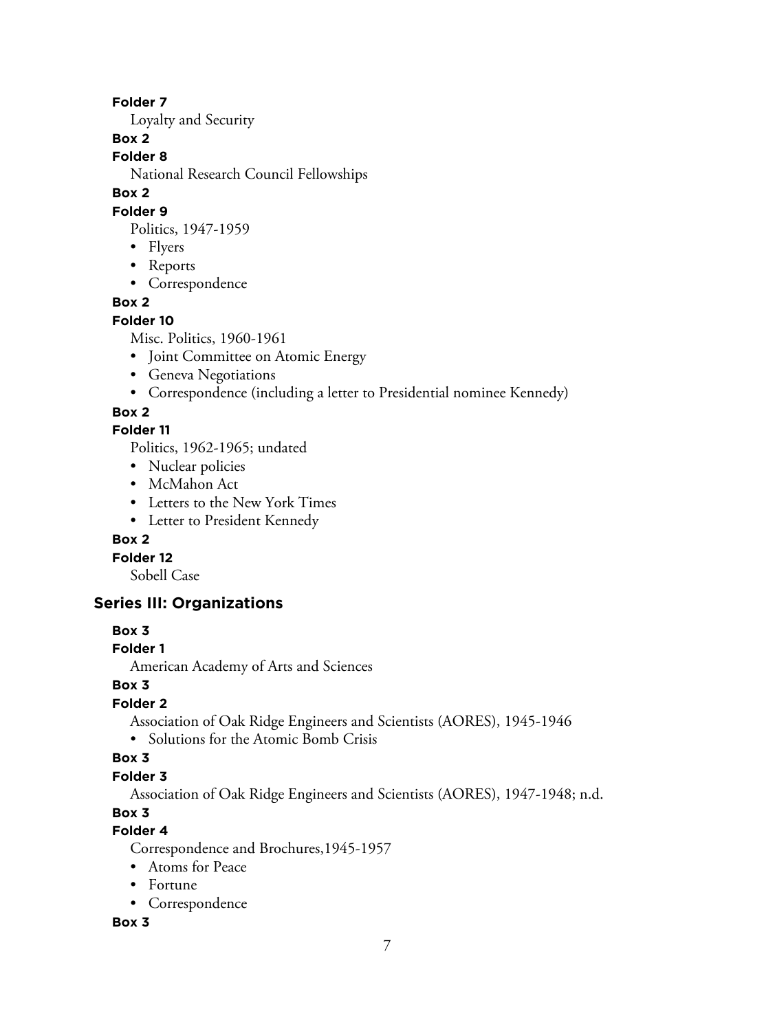**Folder 7**

Loyalty and Security

**Box 2**

**Folder 8**

National Research Council Fellowships

**Box 2**

**Folder 9**

Politics, 1947-1959

- Flyers
- Reports
- Correspondence

**Box 2**

**Folder 10**

Misc. Politics, 1960-1961

- Joint Committee on Atomic Energy
- Geneva Negotiations
- Correspondence (including a letter to Presidential nominee Kennedy)

**Box 2**

**Folder 11**

Politics, 1962-1965; undated

- Nuclear policies
- McMahon Act
- Letters to the New York Times
- Letter to President Kennedy

**Box 2**

**Folder 12**

Sobell Case

## Series III: Organizations

**Box 3**

**Folder 1**

American Academy of Arts and Sciences

**Box 3**

**Folder 2**

Association of Oak Ridge Engineers and Scientists (AORES), 1945-1946

- Solutions for the Atomic Bomb Crisis

**Box 3**

**Folder 3**

Association of Oak Ridge Engineers and Scientists (AORES), 1947-1948; n.d.

**Box 3**

**Folder 4**

Correspondence and Brochures,1945-1957

- Atoms for Peace
- Fortune
- Correspondence

**Box 3**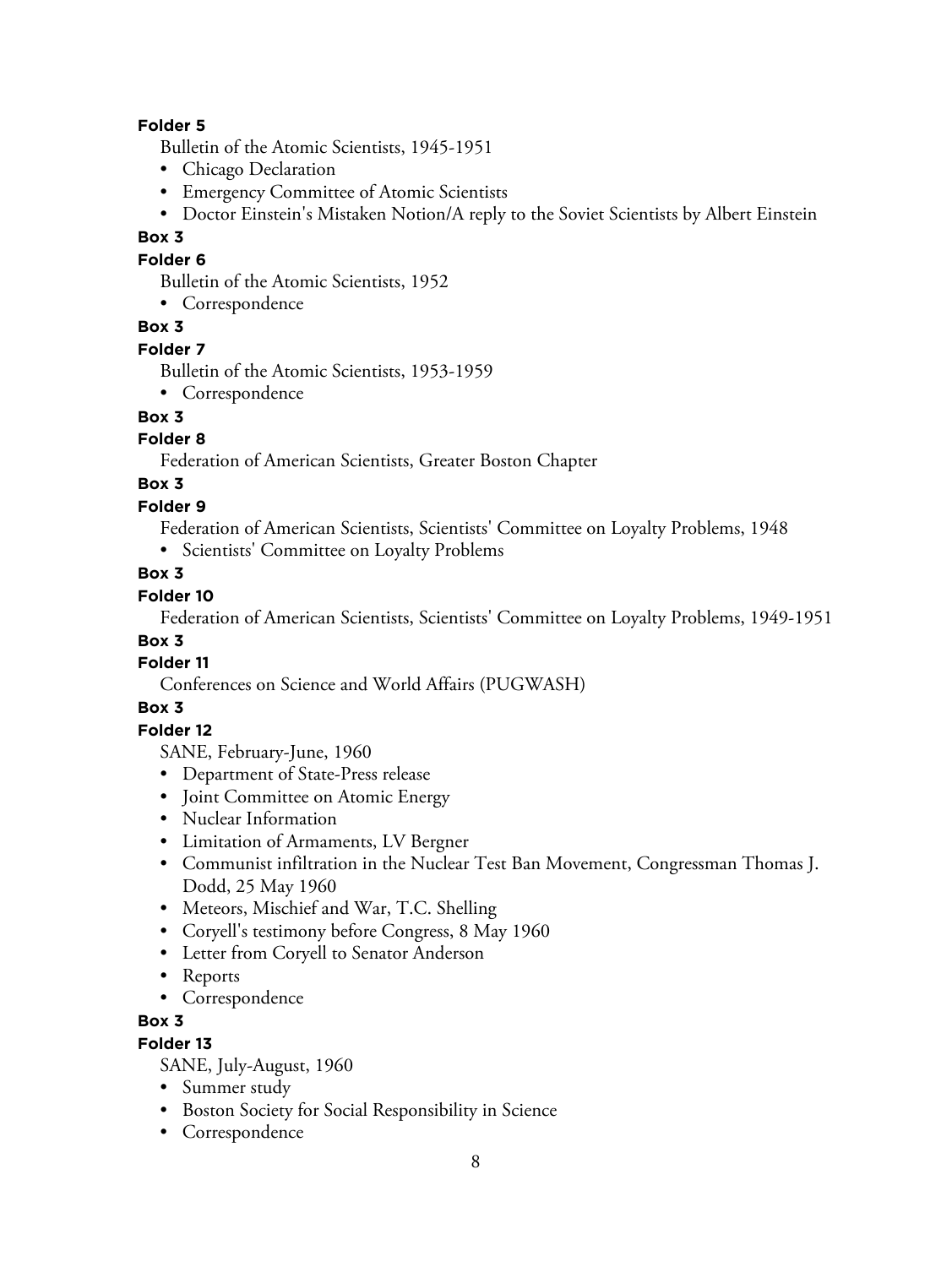**Folder 5**

Bulletin of the Atomic Scientists, 1945-1951

- Chicago Declaration
- Emergency Committee of Atomic Scientists
- Doctor Einstein's Mistaken Notion/A reply to the Soviet Scientists by Albert Einstein

**Box 3**

**Folder 6**

Bulletin of the Atomic Scientists, 1952

- Correspondence

**Box 3**

**Folder 7**

Bulletin of the Atomic Scientists, 1953-1959

- Correspondence

**Box 3**

**Folder 8**

Federation of American Scientists, Greater Boston Chapter

**Box 3**

**Folder 9**

Federation of American Scientists, Scientists' Committee on Loyalty Problems, 1948

- Scientists' Committee on Loyalty Problems

**Box 3**

**Folder 10**

Federation of American Scientists, Scientists' Committee on Loyalty Problems, 1949-1951

**Box 3**

**Folder 11**

Conferences on Science and World Affairs (PUGWASH)

**Box 3**

**Folder 12**

SANE, February-June, 1960

- Department of State-Press release
- Joint Committee on Atomic Energy
- Nuclear Information
- Limitation of Armaments, LV Bergner
- Communist infiltration in the Nuclear Test Ban Movement, Congressman Thomas J. Dodd, 25 May 1960
- Meteors, Mischief and War, T.C. Shelling
- Coryell's testimony before Congress, 8 May 1960
- Letter from Coryell to Senator Anderson
- Reports
- Correspondence

**Box 3**

**Folder 13**

SANE, July-August, 1960

- Summer study
- Boston Society for Social Responsibility in Science
- Correspondence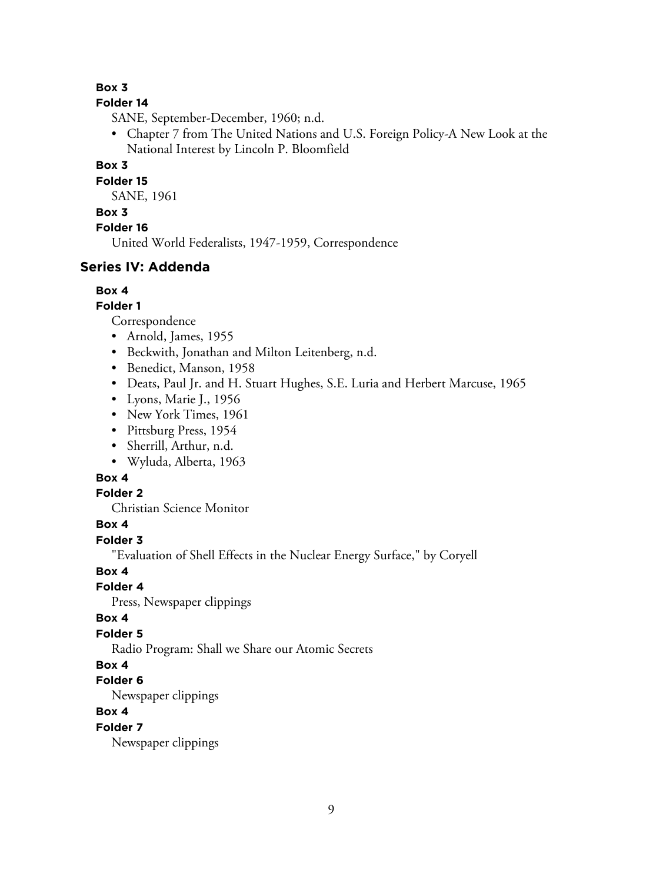**Box 3**

**Folder 14**

SANE, September-December, 1960; n.d.

- Chapter 7 from The United Nations and U.S. Foreign Policy-A New Look at the National Interest by Lincoln P. Bloomfield

**Box 3**

**Folder 15**

SANE, 1961

**Box 3**

**Folder 16**

United World Federalists, 1947-1959, Correspondence

## Series IV: Addenda

**Box 4**

**Folder 1**

Correspondence

- Arnold, James, 1955
- Beckwith, Jonathan and Milton Leitenberg, n.d.
- Benedict, Manson, 1958
- Deats, Paul Jr. and H. Stuart Hughes, S.E. Luria and Herbert Marcuse, 1965
- Lyons, Marie J., 1956
- New York Times, 1961
- Pittsburg Press, 1954
- Sherrill, Arthur, n.d.
- Wyluda, Alberta, 1963

**Box 4**

**Folder 2**

Christian Science Monitor

**Box 4**

**Folder 3**

"Evaluation of Shell Effects in the Nuclear Energy Surface," by Coryell

**Box 4**

**Folder 4**

Press, Newspaper clippings

**Box 4**

**Folder 5**

Radio Program: Shall we Share our Atomic Secrets

**Box 4**

**Folder 6**

Newspaper clippings

**Box 4**

**Folder 7**

Newspaper clippings